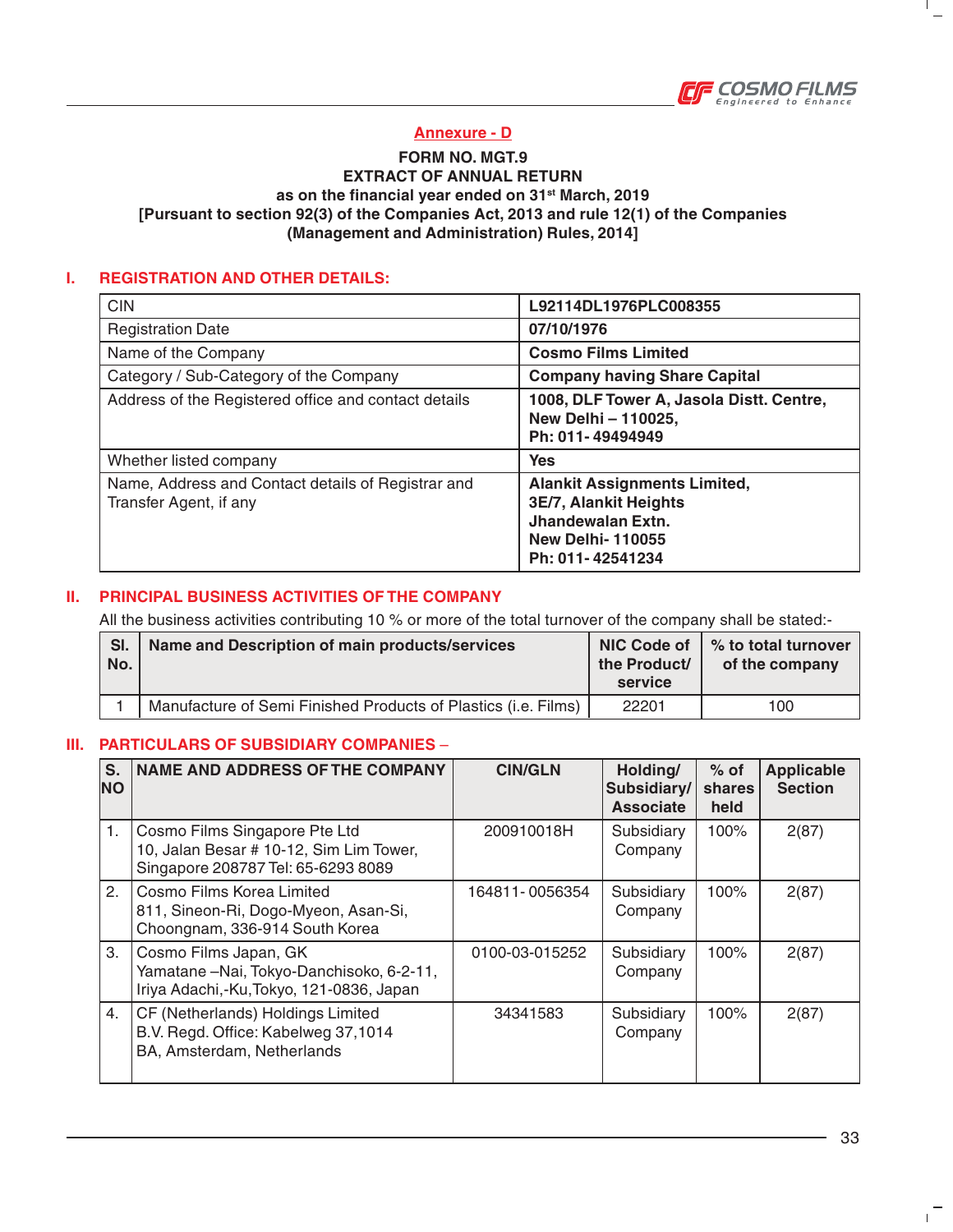**Annexure - D**

**FORM NO. MGT.9**
**EXTRACT OF ANNUAL RETURN**
**as on the financial year ended on 31st March, 2019**
**[Pursuant to section 92(3) of the Companies Act, 2013 and rule 12(1) of the Companies (Management and Administration) Rules, 2014]**

## I. REGISTRATION AND OTHER DETAILS:

| | |
|---|---|
| CIN | **L92114DL1976PLC008355** |
| Registration Date | **07/10/1976** |
| Name of the Company | **Cosmo Films Limited** |
| Category / Sub-Category of the Company | **Company having Share Capital** |
| Address of the Registered office and contact details | **1008, DLF Tower A, Jasola Distt. Centre, New Delhi – 110025, Ph: 011- 49494949** |
| Whether listed company | **Yes** |
| Name, Address and Contact details of Registrar and Transfer Agent, if any | **Alankit Assignments Limited, 3E/7, Alankit Heights Jhandewalan Extn. New Delhi- 110055 Ph: 011- 42541234** |

## II. PRINCIPAL BUSINESS ACTIVITIES OF THE COMPANY

All the business activities contributing 10 % or more of the total turnover of the company shall be stated:-

| Sl. No. | Name and Description of main products/services | NIC Code of the Product/ service | % to total turnover of the company |
|---|---|---|---|
| 1 | Manufacture of Semi Finished Products of Plastics (i.e. Films) | 22201 | 100 |

## III. PARTICULARS OF SUBSIDIARY COMPANIES –

| S. NO | NAME AND ADDRESS OF THE COMPANY | CIN/GLN | Holding/ Subsidiary/ Associate | % of shares held | Applicable Section |
|---|---|---|---|---|---|
| 1. | Cosmo Films Singapore Pte Ltd 10, Jalan Besar # 10-12, Sim Lim Tower, Singapore 208787 Tel: 65-6293 8089 | 200910018H | Subsidiary Company | 100% | 2(87) |
| 2. | Cosmo Films Korea Limited 811, Sineon-Ri, Dogo-Myeon, Asan-Si, Choongnam, 336-914 South Korea | 164811- 0056354 | Subsidiary Company | 100% | 2(87) |
| 3. | Cosmo Films Japan, GK Yamatane –Nai, Tokyo-Danchisoko, 6-2-11, Iriya Adachi,-Ku,Tokyo, 121-0836, Japan | 0100-03-015252 | Subsidiary Company | 100% | 2(87) |
| 4. | CF (Netherlands) Holdings Limited B.V. Regd. Office: Kabelweg 37,1014 BA, Amsterdam, Netherlands | 34341583 | Subsidiary Company | 100% | 2(87) |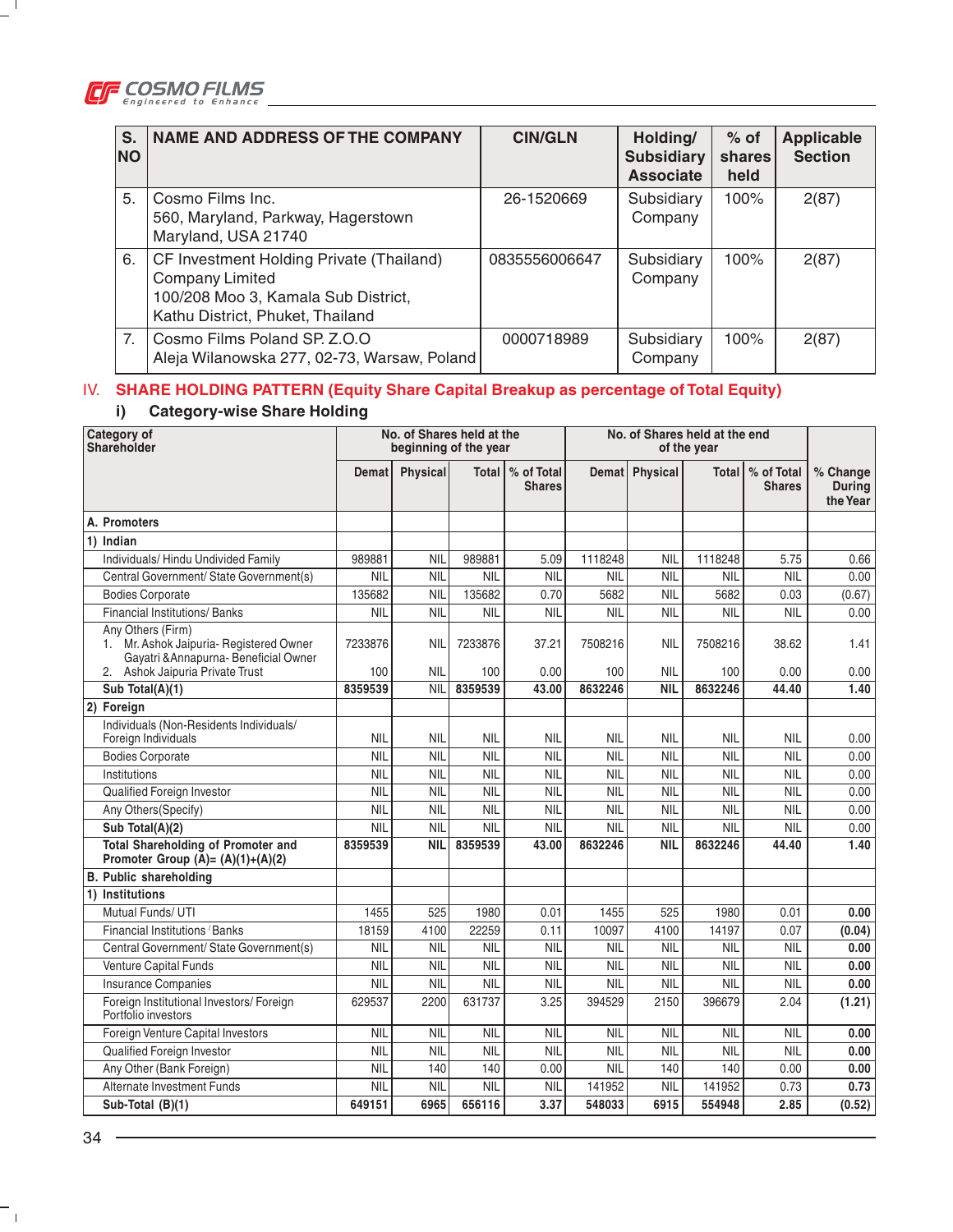| S. NO | NAME AND ADDRESS OF THE COMPANY | CIN/GLN | Holding/ Subsidiary Associate | % of shares held | Applicable Section |
|---|---|---|---|---|---|
| 5. | Cosmo Films Inc. 560, Maryland, Parkway, Hagerstown Maryland, USA 21740 | 26-1520669 | Subsidiary Company | 100% | 2(87) |
| 6. | CF Investment Holding Private (Thailand) Company Limited 100/208 Moo 3, Kamala Sub District, Kathu District, Phuket, Thailand | 0835556006647 | Subsidiary Company | 100% | 2(87) |
| 7. | Cosmo Films Poland SP. Z.O.O Aleja Wilanowska 277, 02-73, Warsaw, Poland | 0000718989 | Subsidiary Company | 100% | 2(87) |

## IV. SHARE HOLDING PATTERN (Equity Share Capital Breakup as percentage of Total Equity)

### i) Category-wise Share Holding

| Category of Shareholder | No. of Shares held at the beginning of the year | | | | No. of Shares held at the end of the year | | | | % Change During the Year |
|---|---|---|---|---|---|---|---|---|---|
| | Demat | Physical | Total | % of Total Shares | Demat | Physical | Total | % of Total Shares | |
| **A. Promoters** | | | | | | | | | |
| **1) Indian** | | | | | | | | | |
| Individuals/ Hindu Undivided Family | 989881 | NIL | 989881 | 5.09 | 1118248 | NIL | 1118248 | 5.75 | 0.66 |
| Central Government/ State Government(s) | NIL | NIL | NIL | NIL | NIL | NIL | NIL | NIL | 0.00 |
| Bodies Corporate | 135682 | NIL | 135682 | 0.70 | 5682 | NIL | 5682 | 0.03 | (0.67) |
| Financial Institutions/ Banks | NIL | NIL | NIL | NIL | NIL | NIL | NIL | NIL | 0.00 |
| Any Others (Firm) 1. Mr. Ashok Jaipuria- Registered Owner Gayatri &Annapurna- Beneficial Owner | 7233876 | NIL | 7233876 | 37.21 | 7508216 | NIL | 7508216 | 38.62 | 1.41 |
| 2. Ashok Jaipuria Private Trust | 100 | NIL | 100 | 0.00 | 100 | NIL | 100 | 0.00 | 0.00 |
| **Sub Total(A)(1)** | **8359539** | NIL | **8359539** | **43.00** | **8632246** | **NIL** | **8632246** | **44.40** | **1.40** |
| **2) Foreign** | | | | | | | | | |
| Individuals (Non-Residents Individuals/ Foreign Individuals | NIL | NIL | NIL | NIL | NIL | NIL | NIL | NIL | 0.00 |
| Bodies Corporate | NIL | NIL | NIL | NIL | NIL | NIL | NIL | NIL | 0.00 |
| Institutions | NIL | NIL | NIL | NIL | NIL | NIL | NIL | NIL | 0.00 |
| Qualified Foreign Investor | NIL | NIL | NIL | NIL | NIL | NIL | NIL | NIL | 0.00 |
| Any Others(Specify) | NIL | NIL | NIL | NIL | NIL | NIL | NIL | NIL | 0.00 |
| **Sub Total(A)(2)** | NIL | NIL | NIL | NIL | NIL | NIL | NIL | NIL | 0.00 |
| **Total Shareholding of Promoter and Promoter Group (A)= (A)(1)+(A)(2)** | **8359539** | **NIL** | **8359539** | **43.00** | **8632246** | **NIL** | **8632246** | **44.40** | **1.40** |
| **B. Public shareholding** | | | | | | | | | |
| **1) Institutions** | | | | | | | | | |
| Mutual Funds/ UTI | 1455 | 525 | 1980 | 0.01 | 1455 | 525 | 1980 | 0.01 | **0.00** |
| Financial Institutions/ Banks | 18159 | 4100 | 22259 | 0.11 | 10097 | 4100 | 14197 | 0.07 | **(0.04)** |
| Central Government/ State Government(s) | NIL | NIL | NIL | NIL | NIL | NIL | NIL | NIL | **0.00** |
| Venture Capital Funds | NIL | NIL | NIL | NIL | NIL | NIL | NIL | NIL | **0.00** |
| Insurance Companies | NIL | NIL | NIL | NIL | NIL | NIL | NIL | NIL | **0.00** |
| Foreign Institutional Investors/ Foreign Portfolio investors | 629537 | 2200 | 631737 | 3.25 | 394529 | 2150 | 396679 | 2.04 | **(1.21)** |
| Foreign Venture Capital Investors | NIL | NIL | NIL | NIL | NIL | NIL | NIL | NIL | **0.00** |
| Qualified Foreign Investor | NIL | NIL | NIL | NIL | NIL | NIL | NIL | NIL | **0.00** |
| Any Other (Bank Foreign) | NIL | 140 | 140 | 0.00 | NIL | 140 | 140 | 0.00 | **0.00** |
| Alternate Investment Funds | NIL | NIL | NIL | NIL | 141952 | NIL | 141952 | 0.73 | **0.73** |
| **Sub-Total (B)(1)** | **649151** | **6965** | **656116** | **3.37** | **548033** | **6915** | **554948** | **2.85** | **(0.52)** |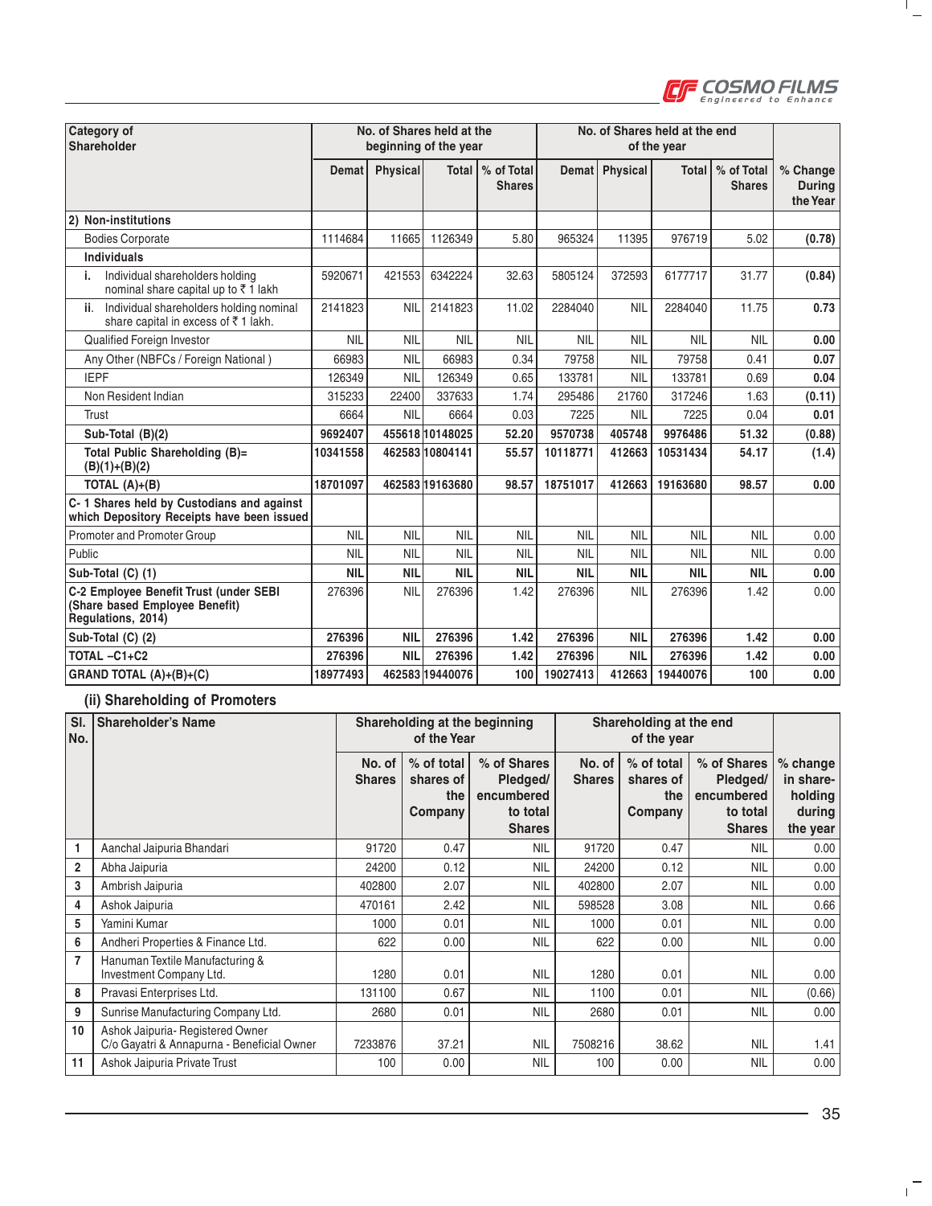| Category of Shareholder | No. of Shares held at the beginning of the year | | | | No. of Shares held at the end of the year | | | | % Change During the Year |
|---|---|---|---|---|---|---|---|---|---|
| | Demat | Physical | Total | % of Total Shares | Demat | Physical | Total | % of Total Shares | |
| **2) Non-institutions** | | | | | | | | | |
| Bodies Corporate | 1114684 | 11665 | 1126349 | 5.80 | 965324 | 11395 | 976719 | 5.02 | **(0.78)** |
| **Individuals** | | | | | | | | | |
| i. Individual shareholders holding nominal share capital up to ₹ 1 lakh | 5920671 | 421553 | 6342224 | 32.63 | 5805124 | 372593 | 6177717 | 31.77 | **(0.84)** |
| ii. Individual shareholders holding nominal share capital in excess of ₹ 1 lakh. | 2141823 | NIL | 2141823 | 11.02 | 2284040 | NIL | 2284040 | 11.75 | **0.73** |
| Qualified Foreign Investor | NIL | NIL | NIL | NIL | NIL | NIL | NIL | NIL | **0.00** |
| Any Other (NBFCs / Foreign National ) | 66983 | NIL | 66983 | 0.34 | 79758 | NIL | 79758 | 0.41 | **0.07** |
| IEPF | 126349 | NIL | 126349 | 0.65 | 133781 | NIL | 133781 | 0.69 | **0.04** |
| Non Resident Indian | 315233 | 22400 | 337633 | 1.74 | 295486 | 21760 | 317246 | 1.63 | **(0.11)** |
| Trust | 6664 | NIL | 6664 | 0.03 | 7225 | NIL | 7225 | 0.04 | **0.01** |
| **Sub-Total (B)(2)** | **9692407** | **455618** | **10148025** | **52.20** | **9570738** | **405748** | **9976486** | **51.32** | **(0.88)** |
| **Total Public Shareholding (B)= (B)(1)+(B)(2)** | **10341558** | **462583** | **10804141** | **55.57** | **10118771** | **412663** | **10531434** | **54.17** | **(1.4)** |
| **TOTAL (A)+(B)** | **18701097** | **462583** | **19163680** | **98.57** | **18751017** | **412663** | **19163680** | **98.57** | **0.00** |
| **C- 1 Shares held by Custodians and against which Depository Receipts have been issued** | | | | | | | | | |
| Promoter and Promoter Group | NIL | NIL | NIL | NIL | NIL | NIL | NIL | NIL | 0.00 |
| Public | NIL | NIL | NIL | NIL | NIL | NIL | NIL | NIL | 0.00 |
| **Sub-Total (C) (1)** | **NIL** | **NIL** | **NIL** | **NIL** | **NIL** | **NIL** | **NIL** | **NIL** | **0.00** |
| **C-2 Employee Benefit Trust (under SEBI (Share based Employee Benefit) Regulations, 2014)** | 276396 | NIL | 276396 | 1.42 | 276396 | NIL | 276396 | 1.42 | 0.00 |
| **Sub-Total (C) (2)** | **276396** | **NIL** | **276396** | **1.42** | **276396** | **NIL** | **276396** | **1.42** | **0.00** |
| **TOTAL –C1+C2** | **276396** | **NIL** | **276396** | **1.42** | **276396** | **NIL** | **276396** | **1.42** | **0.00** |
| **GRAND TOTAL (A)+(B)+(C)** | **18977493** | **462583** | **19440076** | **100** | **19027413** | **412663** | **19440076** | **100** | **0.00** |

### (ii) Shareholding of Promoters

| Sl. No. | Shareholder's Name | Shareholding at the beginning of the Year | | | Shareholding at the end of the year | | | |
|---|---|---|---|---|---|---|---|---|
| | | No. of Shares | % of total shares of the Company | % of Shares Pledged/ encumbered to total Shares | No. of Shares | % of total shares of the Company | % of Shares Pledged/ encumbered to total Shares | % change in share-holding during the year |
| 1 | Aanchal Jaipuria Bhandari | 91720 | 0.47 | NIL | 91720 | 0.47 | NIL | 0.00 |
| 2 | Abha Jaipuria | 24200 | 0.12 | NIL | 24200 | 0.12 | NIL | 0.00 |
| 3 | Ambrish Jaipuria | 402800 | 2.07 | NIL | 402800 | 2.07 | NIL | 0.00 |
| 4 | Ashok Jaipuria | 470161 | 2.42 | NIL | 598528 | 3.08 | NIL | 0.66 |
| 5 | Yamini Kumar | 1000 | 0.01 | NIL | 1000 | 0.01 | NIL | 0.00 |
| 6 | Andheri Properties & Finance Ltd. | 622 | 0.00 | NIL | 622 | 0.00 | NIL | 0.00 |
| 7 | Hanuman Textile Manufacturing & Investment Company Ltd. | 1280 | 0.01 | NIL | 1280 | 0.01 | NIL | 0.00 |
| 8 | Pravasi Enterprises Ltd. | 131100 | 0.67 | NIL | 1100 | 0.01 | NIL | (0.66) |
| 9 | Sunrise Manufacturing Company Ltd. | 2680 | 0.01 | NIL | 2680 | 0.01 | NIL | 0.00 |
| 10 | Ashok Jaipuria- Registered Owner C/o Gayatri & Annapurna - Beneficial Owner | 7233876 | 37.21 | NIL | 7508216 | 38.62 | NIL | 1.41 |
| 11 | Ashok Jaipuria Private Trust | 100 | 0.00 | NIL | 100 | 0.00 | NIL | 0.00 |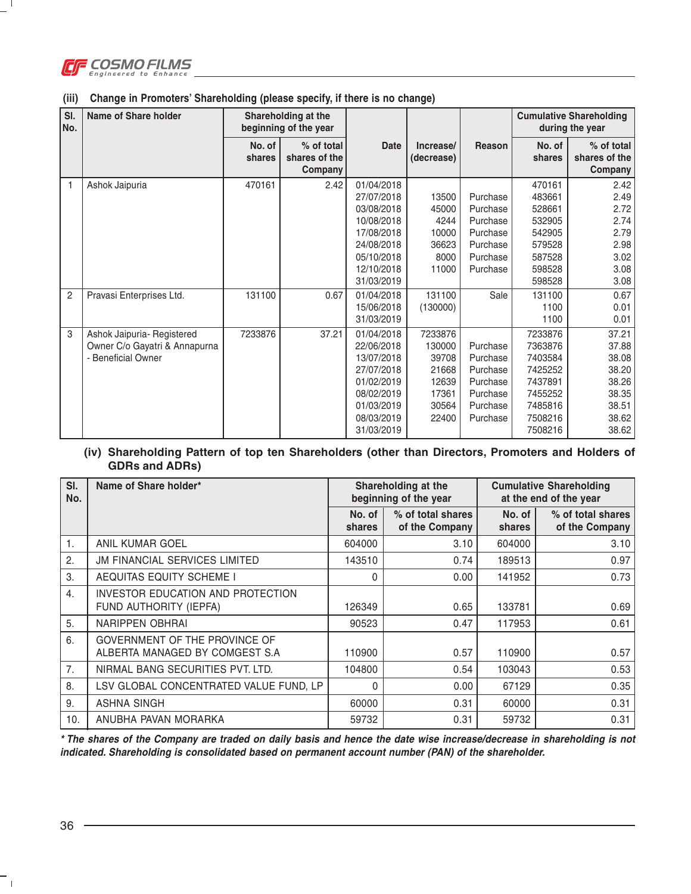### (iii) Change in Promoters' Shareholding (please specify, if there is no change)

| Sl. No. | Name of Share holder | Shareholding at the beginning of the year | | Date | Increase/ (decrease) | Reason | Cumulative Shareholding during the year | |
|---|---|---|---|---|---|---|---|---|
| | | No. of shares | % of total shares of the Company | | | | No. of shares | % of total shares of the Company |
| 1 | Ashok Jaipuria | 470161 | 2.42 | 01/04/2018 | | | 470161 | 2.42 |
| | | | | 27/07/2018 | 13500 | Purchase | 483661 | 2.49 |
| | | | | 03/08/2018 | 45000 | Purchase | 528661 | 2.72 |
| | | | | 10/08/2018 | 4244 | Purchase | 532905 | 2.74 |
| | | | | 17/08/2018 | 10000 | Purchase | 542905 | 2.79 |
| | | | | 24/08/2018 | 36623 | Purchase | 579528 | 2.98 |
| | | | | 05/10/2018 | 8000 | Purchase | 587528 | 3.02 |
| | | | | 12/10/2018 | 11000 | Purchase | 598528 | 3.08 |
| | | | | 31/03/2019 | | | 598528 | 3.08 |
| 2 | Pravasi Enterprises Ltd. | 131100 | 0.67 | 01/04/2018 | 131100 | Sale | 131100 | 0.67 |
| | | | | 15/06/2018 | (130000) | | 1100 | 0.01 |
| | | | | 31/03/2019 | | | 1100 | 0.01 |
| 3 | Ashok Jaipuria- Registered Owner C/o Gayatri & Annapurna - Beneficial Owner | 7233876 | 37.21 | 01/04/2018 | 7233876 | | 7233876 | 37.21 |
| | | | | 22/06/2018 | 130000 | Purchase | 7363876 | 37.88 |
| | | | | 13/07/2018 | 39708 | Purchase | 7403584 | 38.08 |
| | | | | 27/07/2018 | 21668 | Purchase | 7425252 | 38.20 |
| | | | | 01/02/2019 | 12639 | Purchase | 7437891 | 38.26 |
| | | | | 08/02/2019 | 17361 | Purchase | 7455252 | 38.35 |
| | | | | 01/03/2019 | 30564 | Purchase | 7485816 | 38.51 |
| | | | | 08/03/2019 | 22400 | Purchase | 7508216 | 38.62 |
| | | | | 31/03/2019 | | | 7508216 | 38.62 |

### (iv) Shareholding Pattern of top ten Shareholders (other than Directors, Promoters and Holders of GDRs and ADRs)

| Sl. No. | Name of Share holder* | Shareholding at the beginning of the year | | Cumulative Shareholding at the end of the year | |
|---|---|---|---|---|---|
| | | No. of shares | % of total shares of the Company | No. of shares | % of total shares of the Company |
| 1. | ANIL KUMAR GOEL | 604000 | 3.10 | 604000 | 3.10 |
| 2. | JM FINANCIAL SERVICES LIMITED | 143510 | 0.74 | 189513 | 0.97 |
| 3. | AEQUITAS EQUITY SCHEME I | 0 | 0.00 | 141952 | 0.73 |
| 4. | INVESTOR EDUCATION AND PROTECTION FUND AUTHORITY (IEPFA) | 126349 | 0.65 | 133781 | 0.69 |
| 5. | NARIPPEN OBHRAI | 90523 | 0.47 | 117953 | 0.61 |
| 6. | GOVERNMENT OF THE PROVINCE OF ALBERTA MANAGED BY COMGEST S.A | 110900 | 0.57 | 110900 | 0.57 |
| 7. | NIRMAL BANG SECURITIES PVT. LTD. | 104800 | 0.54 | 103043 | 0.53 |
| 8. | LSV GLOBAL CONCENTRATED VALUE FUND, LP | 0 | 0.00 | 67129 | 0.35 |
| 9. | ASHNA SINGH | 60000 | 0.31 | 60000 | 0.31 |
| 10. | ANUBHA PAVAN MORARKA | 59732 | 0.31 | 59732 | 0.31 |

***The shares of the Company are traded on daily basis and hence the date wise increase/decrease in shareholding is not indicated. Shareholding is consolidated based on permanent account number (PAN) of the shareholder.***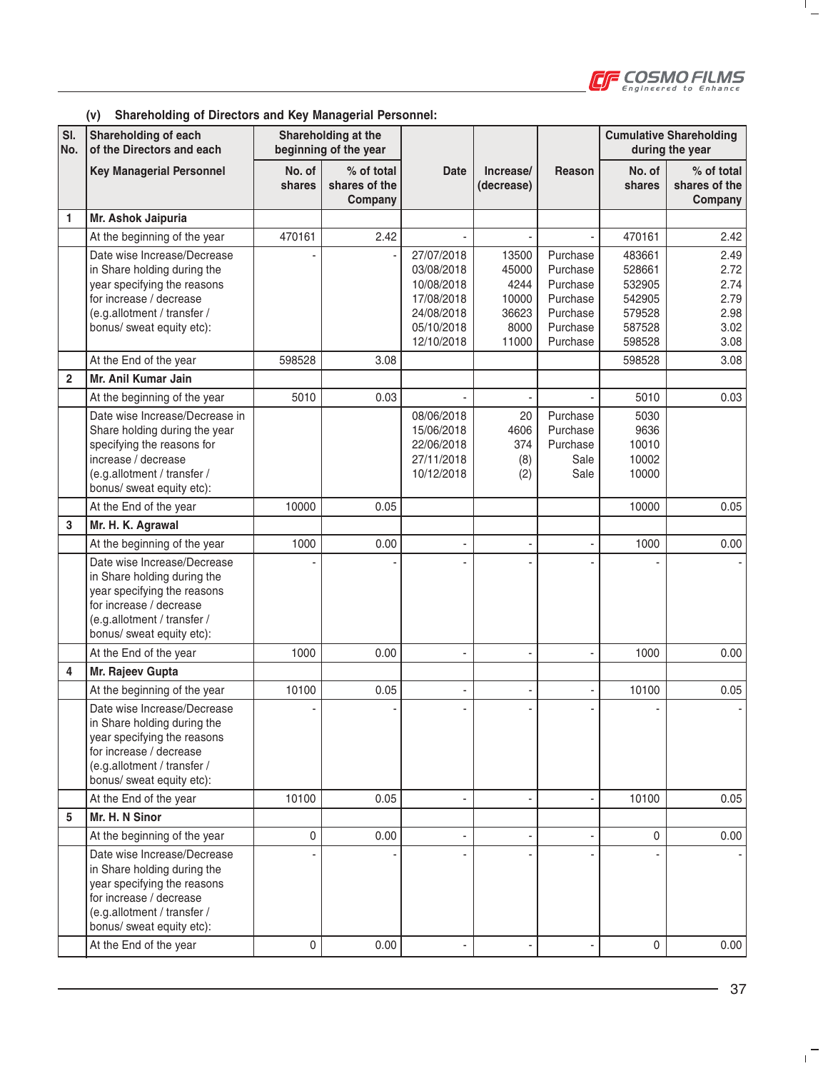### (v) Shareholding of Directors and Key Managerial Personnel:

| Sl. No. | Shareholding of each of the Directors and each Key Managerial Personnel | Shareholding at the beginning of the year | | Date | Increase/ (decrease) | Reason | Cumulative Shareholding during the year | |
|---|---|---|---|---|---|---|---|---|
| | | No. of shares | % of total shares of the Company | | | | No. of shares | % of total shares of the Company |
| 1 | **Mr. Ashok Jaipuria** | | | | | | | |
| | At the beginning of the year | 470161 | 2.42 | - | - | - | 470161 | 2.42 |
| | Date wise Increase/Decrease in Share holding during the year specifying the reasons for increase / decrease (e.g.allotment / transfer / bonus/ sweat equity etc): | - | - | 27/07/2018<br>03/08/2018<br>10/08/2018<br>17/08/2018<br>24/08/2018<br>05/10/2018<br>12/10/2018 | 13500<br>45000<br>4244<br>10000<br>36623<br>8000<br>11000 | Purchase<br>Purchase<br>Purchase<br>Purchase<br>Purchase<br>Purchase<br>Purchase | 483661<br>528661<br>532905<br>542905<br>579528<br>587528<br>598528 | 2.49<br>2.72<br>2.74<br>2.79<br>2.98<br>3.02<br>3.08 |
| | At the End of the year | 598528 | 3.08 | | | | 598528 | 3.08 |
| 2 | **Mr. Anil Kumar Jain** | | | | | | | |
| | At the beginning of the year | 5010 | 0.03 | - | - | - | 5010 | 0.03 |
| | Date wise Increase/Decrease in Share holding during the year specifying the reasons for increase / decrease (e.g.allotment / transfer / bonus/ sweat equity etc): | | | 08/06/2018<br>15/06/2018<br>22/06/2018<br>27/11/2018<br>10/12/2018 | 20<br>4606<br>374<br>(8)<br>(2) | Purchase<br>Purchase<br>Purchase<br>Sale<br>Sale | 5030<br>9636<br>10010<br>10002<br>10000 | |
| | At the End of the year | 10000 | 0.05 | | | | 10000 | 0.05 |
| 3 | **Mr. H. K. Agrawal** | | | | | | | |
| | At the beginning of the year | 1000 | 0.00 | - | - | - | 1000 | 0.00 |
| | Date wise Increase/Decrease in Share holding during the year specifying the reasons for increase / decrease (e.g.allotment / transfer / bonus/ sweat equity etc): | - | - | - | - | - | - | - |
| | At the End of the year | 1000 | 0.00 | - | - | - | 1000 | 0.00 |
| 4 | **Mr. Rajeev Gupta** | | | | | | | |
| | At the beginning of the year | 10100 | 0.05 | - | - | - | 10100 | 0.05 |
| | Date wise Increase/Decrease in Share holding during the year specifying the reasons for increase / decrease (e.g.allotment / transfer / bonus/ sweat equity etc): | - | - | - | - | - | - | - |
| | At the End of the year | 10100 | 0.05 | - | - | - | 10100 | 0.05 |
| 5 | **Mr. H. N Sinor** | | | | | | | |
| | At the beginning of the year | 0 | 0.00 | - | - | - | 0 | 0.00 |
| | Date wise Increase/Decrease in Share holding during the year specifying the reasons for increase / decrease (e.g.allotment / transfer / bonus/ sweat equity etc): | - | - | - | - | - | - | - |
| | At the End of the year | 0 | 0.00 | - | - | - | 0 | 0.00 |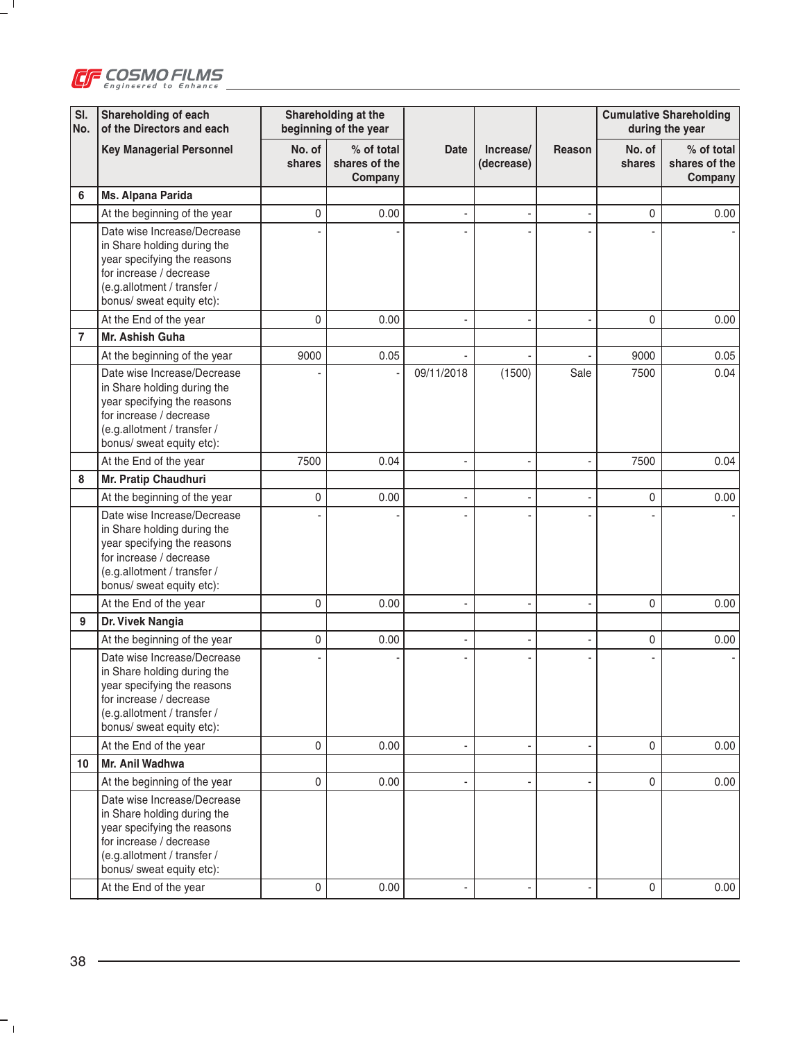| Sl. No. | Shareholding of each of the Directors and each Key Managerial Personnel | Shareholding at the beginning of the year | | Date | Increase/ (decrease) | Reason | Cumulative Shareholding during the year | |
|---|---|---|---|---|---|---|---|---|
| | | No. of shares | % of total shares of the Company | | | | No. of shares | % of total shares of the Company |
| 6 | **Ms. Alpana Parida** | | | | | | | |
| | At the beginning of the year | 0 | 0.00 | - | - | - | 0 | 0.00 |
| | Date wise Increase/Decrease in Share holding during the year specifying the reasons for increase / decrease (e.g.allotment / transfer / bonus/ sweat equity etc): | - | - | - | - | - | - | - |
| | At the End of the year | 0 | 0.00 | - | - | - | 0 | 0.00 |
| 7 | **Mr. Ashish Guha** | | | | | | | |
| | At the beginning of the year | 9000 | 0.05 | - | - | - | 9000 | 0.05 |
| | Date wise Increase/Decrease in Share holding during the year specifying the reasons for increase / decrease (e.g.allotment / transfer / bonus/ sweat equity etc): | - | - | 09/11/2018 | (1500) | Sale | 7500 | 0.04 |
| | At the End of the year | 7500 | 0.04 | - | - | - | 7500 | 0.04 |
| 8 | **Mr. Pratip Chaudhuri** | | | | | | | |
| | At the beginning of the year | 0 | 0.00 | - | - | - | 0 | 0.00 |
| | Date wise Increase/Decrease in Share holding during the year specifying the reasons for increase / decrease (e.g.allotment / transfer / bonus/ sweat equity etc): | - | - | - | - | - | - | - |
| | At the End of the year | 0 | 0.00 | - | - | - | 0 | 0.00 |
| 9 | **Dr. Vivek Nangia** | | | | | | | |
| | At the beginning of the year | 0 | 0.00 | - | - | - | 0 | 0.00 |
| | Date wise Increase/Decrease in Share holding during the year specifying the reasons for increase / decrease (e.g.allotment / transfer / bonus/ sweat equity etc): | - | - | - | - | - | - | - |
| | At the End of the year | 0 | 0.00 | - | - | - | 0 | 0.00 |
| 10 | **Mr. Anil Wadhwa** | | | | | | | |
| | At the beginning of the year | 0 | 0.00 | - | - | - | 0 | 0.00 |
| | Date wise Increase/Decrease in Share holding during the year specifying the reasons for increase / decrease (e.g.allotment / transfer / bonus/ sweat equity etc): | | | | | | | |
| | At the End of the year | 0 | 0.00 | - | - | - | 0 | 0.00 |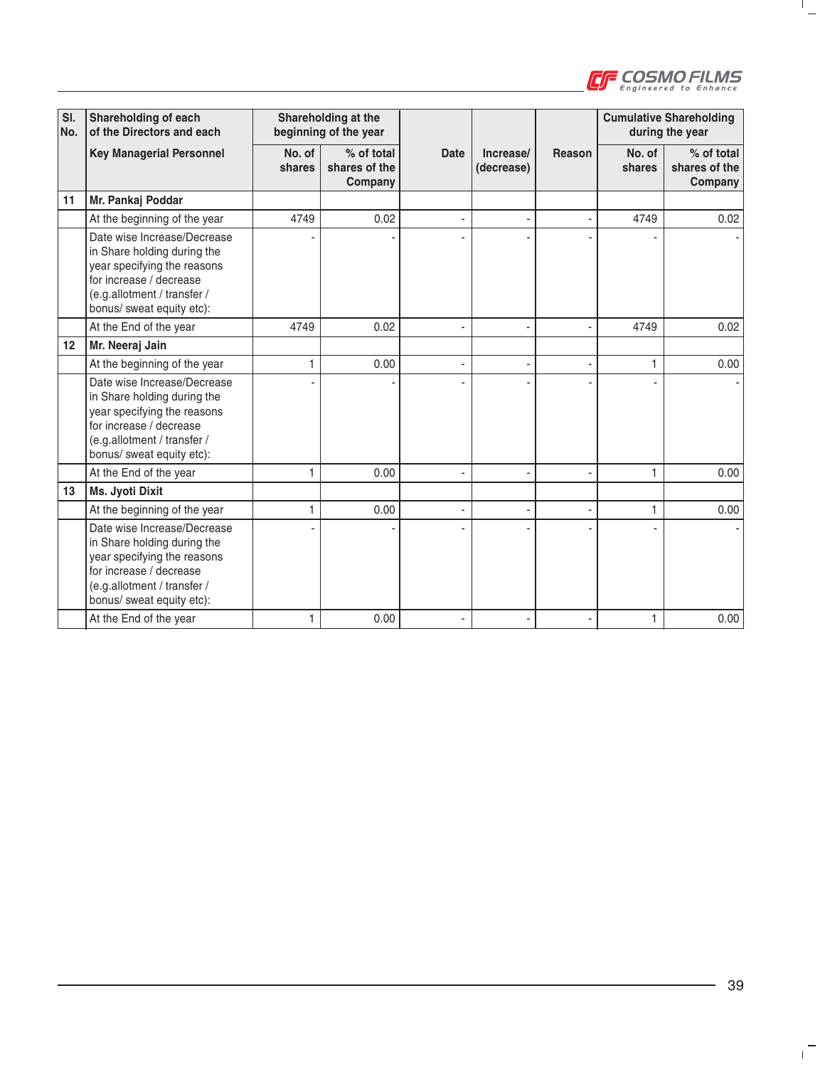| Sl. No. | Shareholding of each of the Directors and each Key Managerial Personnel | Shareholding at the beginning of the year | | Date | Increase/ (decrease) | Reason | Cumulative Shareholding during the year | |
|---|---|---|---|---|---|---|---|---|
| | | No. of shares | % of total shares of the Company | | | | No. of shares | % of total shares of the Company |
| 11 | **Mr. Pankaj Poddar** | | | | | | | |
| | At the beginning of the year | 4749 | 0.02 | - | - | - | 4749 | 0.02 |
| | Date wise Increase/Decrease in Share holding during the year specifying the reasons for increase / decrease (e.g.allotment / transfer / bonus/ sweat equity etc): | - | - | - | - | - | - | - |
| | At the End of the year | 4749 | 0.02 | - | - | - | 4749 | 0.02 |
| 12 | **Mr. Neeraj Jain** | | | | | | | |
| | At the beginning of the year | 1 | 0.00 | - | - | - | 1 | 0.00 |
| | Date wise Increase/Decrease in Share holding during the year specifying the reasons for increase / decrease (e.g.allotment / transfer / bonus/ sweat equity etc): | - | - | - | - | - | - | - |
| | At the End of the year | 1 | 0.00 | - | - | - | 1 | 0.00 |
| 13 | **Ms. Jyoti Dixit** | | | | | | | |
| | At the beginning of the year | 1 | 0.00 | - | - | - | 1 | 0.00 |
| | Date wise Increase/Decrease in Share holding during the year specifying the reasons for increase / decrease (e.g.allotment / transfer / bonus/ sweat equity etc): | - | - | - | - | - | - | - |
| | At the End of the year | 1 | 0.00 | - | - | - | 1 | 0.00 |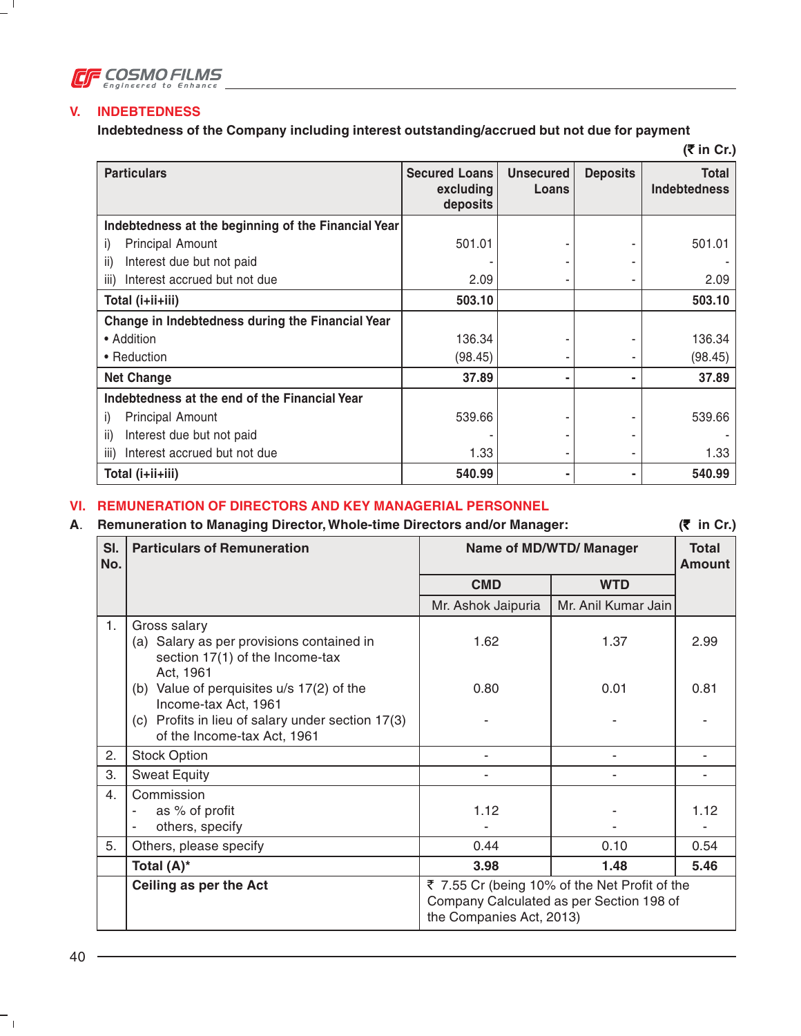## V. INDEBTEDNESS

**Indebtedness of the Company including interest outstanding/accrued but not due for payment**

**(₹ in Cr.)**

| Particulars | Secured Loans excluding deposits | Unsecured Loans | Deposits | Total Indebtedness |
|---|---|---|---|---|
| **Indebtedness at the beginning of the Financial Year** | | | | |
| i) Principal Amount | 501.01 | - | - | 501.01 |
| ii) Interest due but not paid | - | - | - | - |
| iii) Interest accrued but not due | 2.09 | - | - | 2.09 |
| **Total (i+ii+iii)** | **503.10** | | | **503.10** |
| **Change in Indebtedness during the Financial Year** | | | | |
| • Addition | 136.34 | - | - | 136.34 |
| • Reduction | (98.45) | - | - | (98.45) |
| **Net Change** | **37.89** | **-** | **-** | **37.89** |
| **Indebtedness at the end of the Financial Year** | | | | |
| i) Principal Amount | 539.66 | - | - | 539.66 |
| ii) Interest due but not paid | - | - | - | - |
| iii) Interest accrued but not due | 1.33 | - | - | 1.33 |
| **Total (i+ii+iii)** | **540.99** | **-** | **-** | **540.99** |

## VI. REMUNERATION OF DIRECTORS AND KEY MANAGERIAL PERSONNEL

**A. Remuneration to Managing Director, Whole-time Directors and/or Manager:** **(₹ in Cr.)**

| Sl. No. | Particulars of Remuneration | Name of MD/WTD/ Manager | | Total Amount |
|---|---|---|---|---|
| | | **CMD** | **WTD** | |
| | | Mr. Ashok Jaipuria | Mr. Anil Kumar Jain | |
| 1. | Gross salary | | | |
| | (a) Salary as per provisions contained in section 17(1) of the Income-tax Act, 1961 | 1.62 | 1.37 | 2.99 |
| | (b) Value of perquisites u/s 17(2) of the Income-tax Act, 1961 | 0.80 | 0.01 | 0.81 |
| | (c) Profits in lieu of salary under section 17(3) of the Income-tax Act, 1961 | - | - | - |
| 2. | Stock Option | - | - | - |
| 3. | Sweat Equity | - | - | - |
| 4. | Commission | | | |
| | - as % of profit | 1.12 | - | 1.12 |
| | - others, specify | - | - | - |
| 5. | Others, please specify | 0.44 | 0.10 | 0.54 |
| | **Total (A)*** | **3.98** | **1.48** | **5.46** |
| | **Ceiling as per the Act** | ₹ 7.55 Cr (being 10% of the Net Profit of the Company Calculated as per Section 198 of the Companies Act, 2013) | | |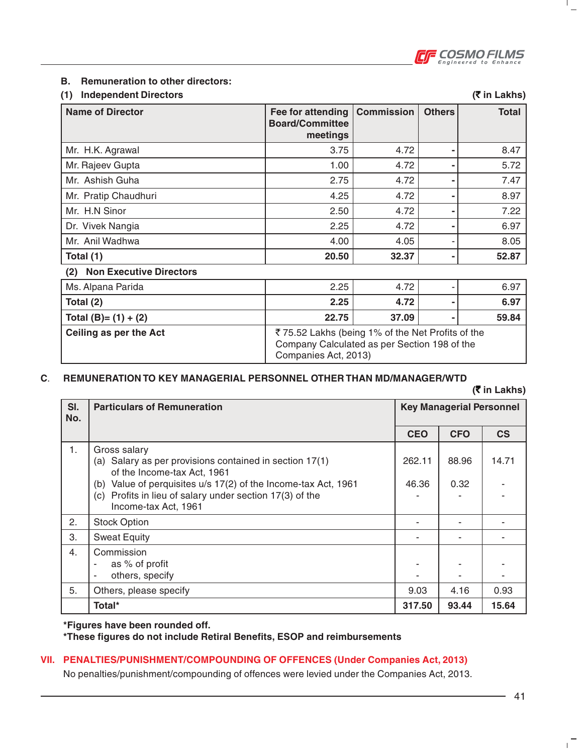### B. Remuneration to other directors:

**(1) Independent Directors** **(₹ in Lakhs)**

| Name of Director | Fee for attending Board/Committee meetings | Commission | Others | Total |
|---|---|---|---|---|
| Mr. H.K. Agrawal | 3.75 | 4.72 | - | 8.47 |
| Mr. Rajeev Gupta | 1.00 | 4.72 | - | 5.72 |
| Mr. Ashish Guha | 2.75 | 4.72 | - | 7.47 |
| Mr. Pratip Chaudhuri | 4.25 | 4.72 | - | 8.97 |
| Mr. H.N Sinor | 2.50 | 4.72 | - | 7.22 |
| Dr. Vivek Nangia | 2.25 | 4.72 | - | 6.97 |
| Mr. Anil Wadhwa | 4.00 | 4.05 | - | 8.05 |
| **Total (1)** | **20.50** | **32.37** | **-** | **52.87** |
| **(2) Non Executive Directors** | | | | |
| Ms. Alpana Parida | 2.25 | 4.72 | - | 6.97 |
| **Total (2)** | **2.25** | **4.72** | **-** | **6.97** |
| **Total (B)= (1) + (2)** | **22.75** | **37.09** | **-** | **59.84** |
| **Ceiling as per the Act** | ₹ 75.52 Lakhs (being 1% of the Net Profits of the Company Calculated as per Section 198 of the Companies Act, 2013) | | | |

### C. REMUNERATION TO KEY MANAGERIAL PERSONNEL OTHER THAN MD/MANAGER/WTD

**(₹ in Lakhs)**

| Sl. No. | Particulars of Remuneration | Key Managerial Personnel | | |
|---|---|---|---|---|
| | | CEO | CFO | CS |
| 1. | Gross salary<br>(a) Salary as per provisions contained in section 17(1) of the Income-tax Act, 1961<br>(b) Value of perquisites u/s 17(2) of the Income-tax Act, 1961<br>(c) Profits in lieu of salary under section 17(3) of the Income-tax Act, 1961 | 262.11<br>46.36<br>- | 88.96<br>0.32<br>- | 14.71<br>-<br>- |
| 2. | Stock Option | - | - | - |
| 3. | Sweat Equity | - | - | - |
| 4. | Commission<br>- as % of profit<br>- others, specify | -<br>- | -<br>- | -<br>- |
| 5. | Others, please specify | 9.03 | 4.16 | 0.93 |
| | **Total*** | **317.50** | **93.44** | **15.64** |

**\*Figures have been rounded off.**
**\*These figures do not include Retiral Benefits, ESOP and reimbursements**

## VII. PENALTIES/PUNISHMENT/COMPOUNDING OF OFFENCES (Under Companies Act, 2013)

No penalties/punishment/compounding of offences were levied under the Companies Act, 2013.